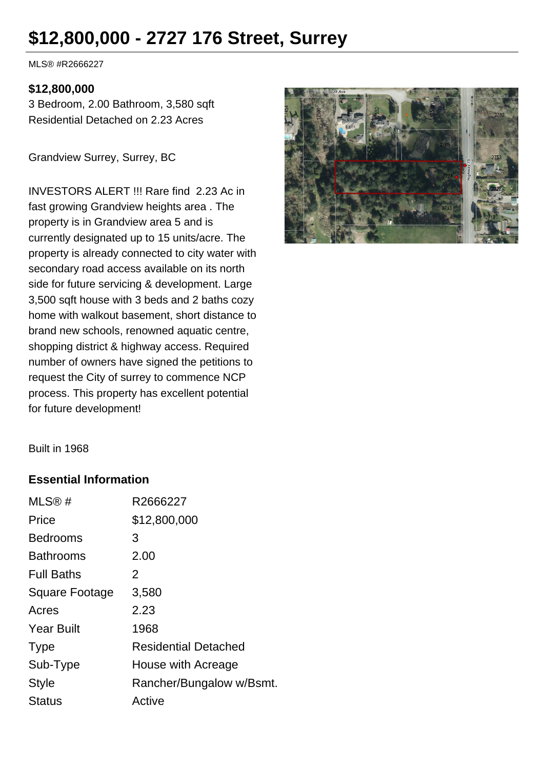# $12,800,000 - 2727 176 Street, Surrey

MLS® #R2666227

**$12,800,000**

3 Bedroom, 2.00 Bathroom, 3,580 sqft

Residential Detached on 2.23 Acres

Grandview Surrey, Surrey, BC

INVESTORS ALERT !!! Rare find 2.23 Ac in fast growing Grandview heights area . The property is in Grandview area 5 and is currently designated up to 15 units/acre. The property is already connected to city water with secondary road access available on its north side for future servicing & development. Large 3,500 sqft house with 3 beds and 2 baths cozy home with walkout basement, short distance to brand new schools, renowned aquatic centre, shopping district & highway access. Required number of owners have signed the petitions to request the City of surrey to commence NCP process. This property has excellent potential for future development!

Built in 1968

### Essential Information

| | |
|---|---|
| MLS® # | R2666227 |
| Price | $12,800,000 |
| Bedrooms | 3 |
| Bathrooms | 2.00 |
| Full Baths | 2 |
| Square Footage | 3,580 |
| Acres | 2.23 |
| Year Built | 1968 |
| Type | Residential Detached |
| Sub-Type | House with Acreage |
| Style | Rancher/Bungalow w/Bsmt. |
| Status | Active |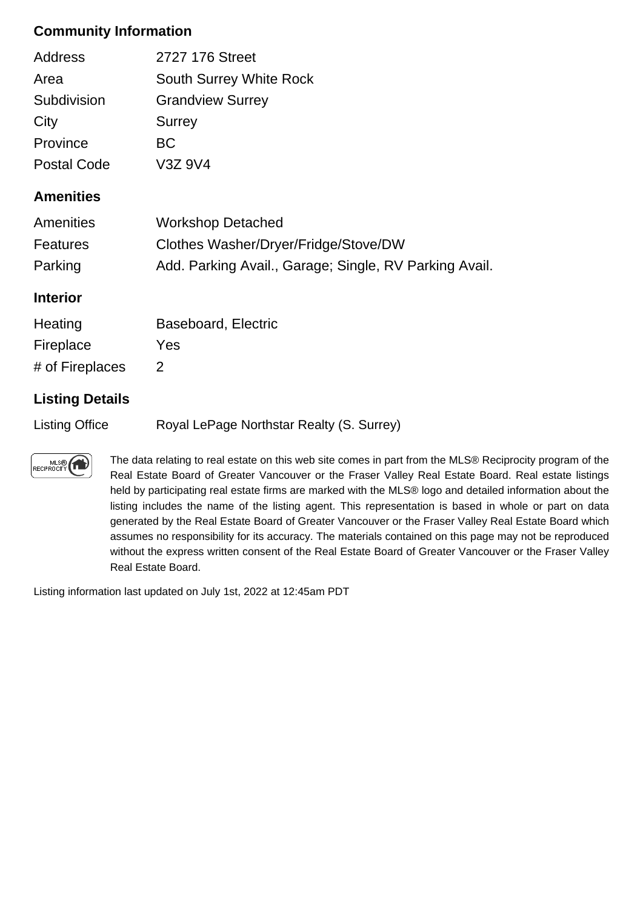## Community Information

| | |
|---|---|
| Address | 2727 176 Street |
| Area | South Surrey White Rock |
| Subdivision | Grandview Surrey |
| City | Surrey |
| Province | BC |
| Postal Code | V3Z 9V4 |

## Amenities

| | |
|---|---|
| Amenities | Workshop Detached |
| Features | Clothes Washer/Dryer/Fridge/Stove/DW |
| Parking | Add. Parking Avail., Garage; Single, RV Parking Avail. |

## Interior

| | |
|---|---|
| Heating | Baseboard, Electric |
| Fireplace | Yes |
| # of Fireplaces | 2 |

## Listing Details

| | |
|---|---|
| Listing Office | Royal LePage Northstar Realty (S. Surrey) |

The data relating to real estate on this web site comes in part from the MLS® Reciprocity program of the Real Estate Board of Greater Vancouver or the Fraser Valley Real Estate Board. Real estate listings held by participating real estate firms are marked with the MLS® logo and detailed information about the listing includes the name of the listing agent. This representation is based in whole or part on data generated by the Real Estate Board of Greater Vancouver or the Fraser Valley Real Estate Board which assumes no responsibility for its accuracy. The materials contained on this page may not be reproduced without the express written consent of the Real Estate Board of Greater Vancouver or the Fraser Valley Real Estate Board.

Listing information last updated on July 1st, 2022 at 12:45am PDT